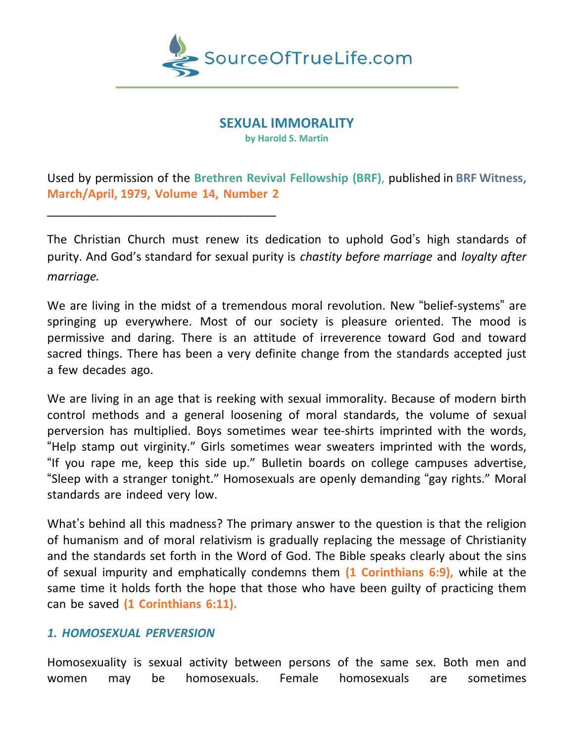SourceOfTrueLife.com

# SEXUAL IMMORALITY

**by Harold S. Martin**

Used by permission of the **Brethren Revival Fellowship (BRF)**, published in **BRF Witness, March/April, 1979, Volume 14, Number 2**

___________________________________

The Christian Church must renew its dedication to uphold God's high standards of purity. And God's standard for sexual purity is *chastity before marriage* and *loyalty after marriage.*

We are living in the midst of a tremendous moral revolution. New "belief-systems" are springing up everywhere. Most of our society is pleasure oriented. The mood is permissive and daring. There is an attitude of irreverence toward God and toward sacred things. There has been a very definite change from the standards accepted just a few decades ago.

We are living in an age that is reeking with sexual immorality. Because of modern birth control methods and a general loosening of moral standards, the volume of sexual perversion has multiplied. Boys sometimes wear tee-shirts imprinted with the words, "Help stamp out virginity." Girls sometimes wear sweaters imprinted with the words, "If you rape me, keep this side up." Bulletin boards on college campuses advertise, "Sleep with a stranger tonight." Homosexuals are openly demanding "gay rights." Moral standards are indeed very low.

What's behind all this madness? The primary answer to the question is that the religion of humanism and of moral relativism is gradually replacing the message of Christianity and the standards set forth in the Word of God. The Bible speaks clearly about the sins of sexual impurity and emphatically condemns them **(1 Corinthians 6:9),** while at the same time it holds forth the hope that those who have been guilty of practicing them can be saved **(1 Corinthians 6:11).**

## *1. HOMOSEXUAL PERVERSION*

Homosexuality is sexual activity between persons of the same sex. Both men and women may be homosexuals. Female homosexuals are sometimes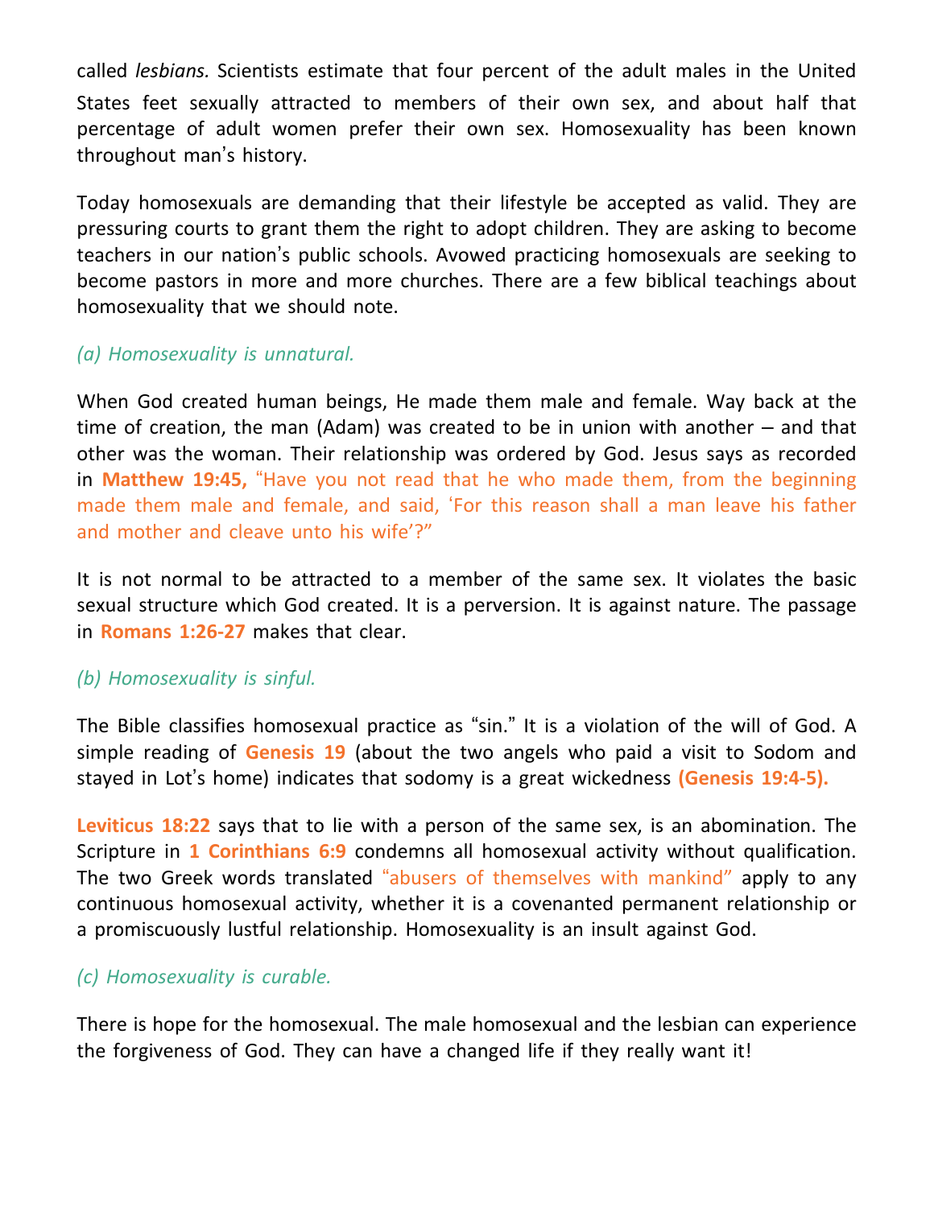called *lesbians.* Scientists estimate that four percent of the adult males in the United States feet sexually attracted to members of their own sex, and about half that percentage of adult women prefer their own sex. Homosexuality has been known throughout man's history.

Today homosexuals are demanding that their lifestyle be accepted as valid. They are pressuring courts to grant them the right to adopt children. They are asking to become teachers in our nation's public schools. Avowed practicing homosexuals are seeking to become pastors in more and more churches. There are a few biblical teachings about homosexuality that we should note.

*(a) Homosexuality is unnatural.*

When God created human beings, He made them male and female. Way back at the time of creation, the man (Adam) was created to be in union with another – and that other was the woman. Their relationship was ordered by God. Jesus says as recorded in **Matthew 19:45,** "Have you not read that he who made them, from the beginning made them male and female, and said, 'For this reason shall a man leave his father and mother and cleave unto his wife'?"

It is not normal to be attracted to a member of the same sex. It violates the basic sexual structure which God created. It is a perversion. It is against nature. The passage in **Romans 1:26-27** makes that clear.

*(b) Homosexuality is sinful.*

The Bible classifies homosexual practice as "sin." It is a violation of the will of God. A simple reading of **Genesis 19** (about the two angels who paid a visit to Sodom and stayed in Lot's home) indicates that sodomy is a great wickedness **(Genesis 19:4-5).**

**Leviticus 18:22** says that to lie with a person of the same sex, is an abomination. The Scripture in **1 Corinthians 6:9** condemns all homosexual activity without qualification. The two Greek words translated "abusers of themselves with mankind" apply to any continuous homosexual activity, whether it is a covenanted permanent relationship or a promiscuously lustful relationship. Homosexuality is an insult against God.

*(c) Homosexuality is curable.*

There is hope for the homosexual. The male homosexual and the lesbian can experience the forgiveness of God. They can have a changed life if they really want it!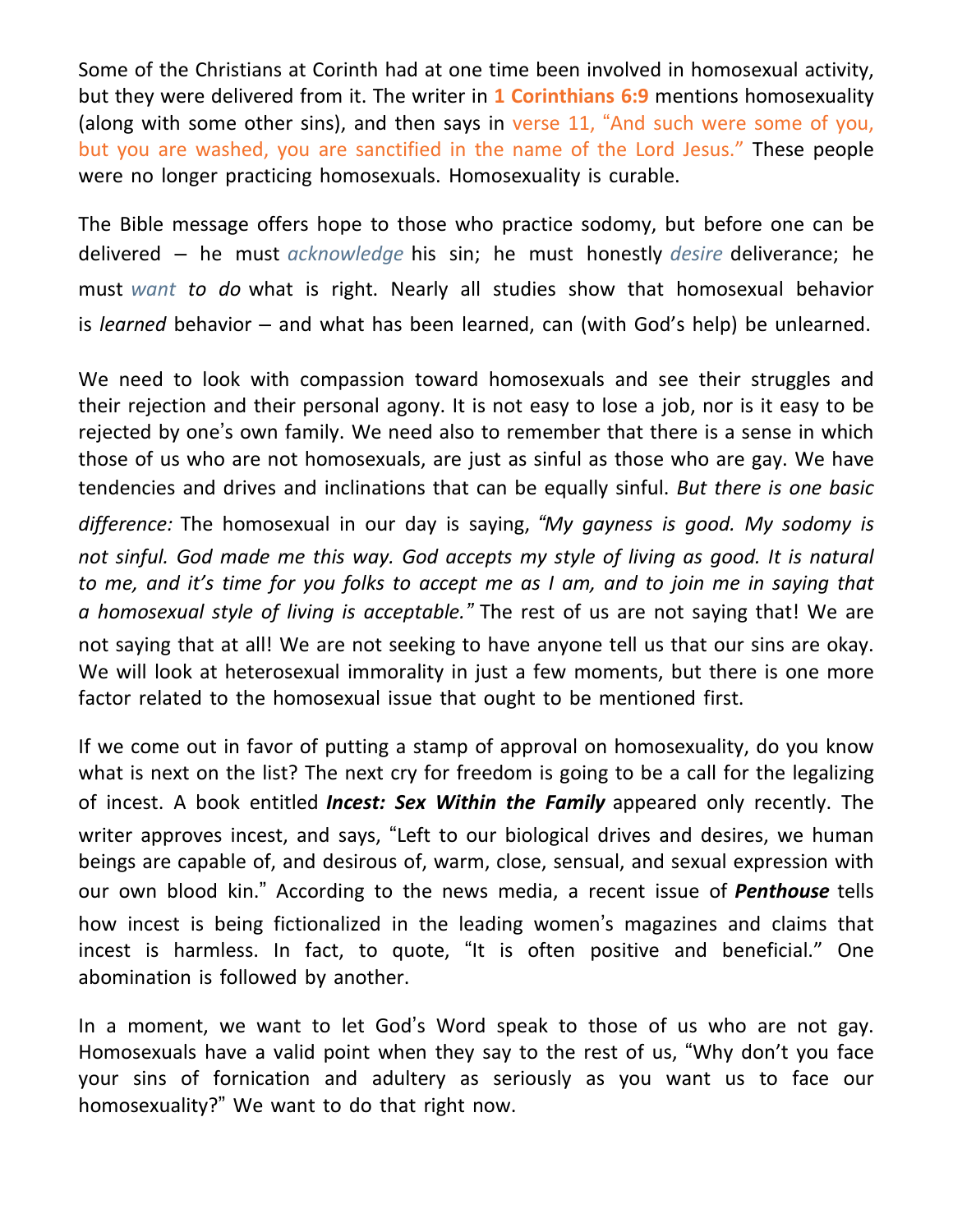Some of the Christians at Corinth had at one time been involved in homosexual activity, but they were delivered from it. The writer in **1 Corinthians 6:9** mentions homosexuality (along with some other sins), and then says in verse 11, "And such were some of you, but you are washed, you are sanctified in the name of the Lord Jesus." These people were no longer practicing homosexuals. Homosexuality is curable.

The Bible message offers hope to those who practice sodomy, but before one can be delivered – he must *acknowledge* his sin; he must honestly *desire* deliverance; he must *want to do* what is right. Nearly all studies show that homosexual behavior is *learned* behavior – and what has been learned, can (with God's help) be unlearned.

We need to look with compassion toward homosexuals and see their struggles and their rejection and their personal agony. It is not easy to lose a job, nor is it easy to be rejected by one's own family. We need also to remember that there is a sense in which those of us who are not homosexuals, are just as sinful as those who are gay. We have tendencies and drives and inclinations that can be equally sinful. *But there is one basic difference:* The homosexual in our day is saying, *"My gayness is good. My sodomy is not sinful. God made me this way. God accepts my style of living as good. It is natural to me, and it's time for you folks to accept me as I am, and to join me in saying that a homosexual style of living is acceptable."* The rest of us are not saying that! We are not saying that at all! We are not seeking to have anyone tell us that our sins are okay. We will look at heterosexual immorality in just a few moments, but there is one more factor related to the homosexual issue that ought to be mentioned first.

If we come out in favor of putting a stamp of approval on homosexuality, do you know what is next on the list? The next cry for freedom is going to be a call for the legalizing of incest. A book entitled ***Incest: Sex Within the Family*** appeared only recently. The writer approves incest, and says, "Left to our biological drives and desires, we human beings are capable of, and desirous of, warm, close, sensual, and sexual expression with our own blood kin." According to the news media, a recent issue of ***Penthouse*** tells how incest is being fictionalized in the leading women's magazines and claims that incest is harmless. In fact, to quote, "It is often positive and beneficial." One abomination is followed by another.

In a moment, we want to let God's Word speak to those of us who are not gay. Homosexuals have a valid point when they say to the rest of us, "Why don't you face your sins of fornication and adultery as seriously as you want us to face our homosexuality?" We want to do that right now.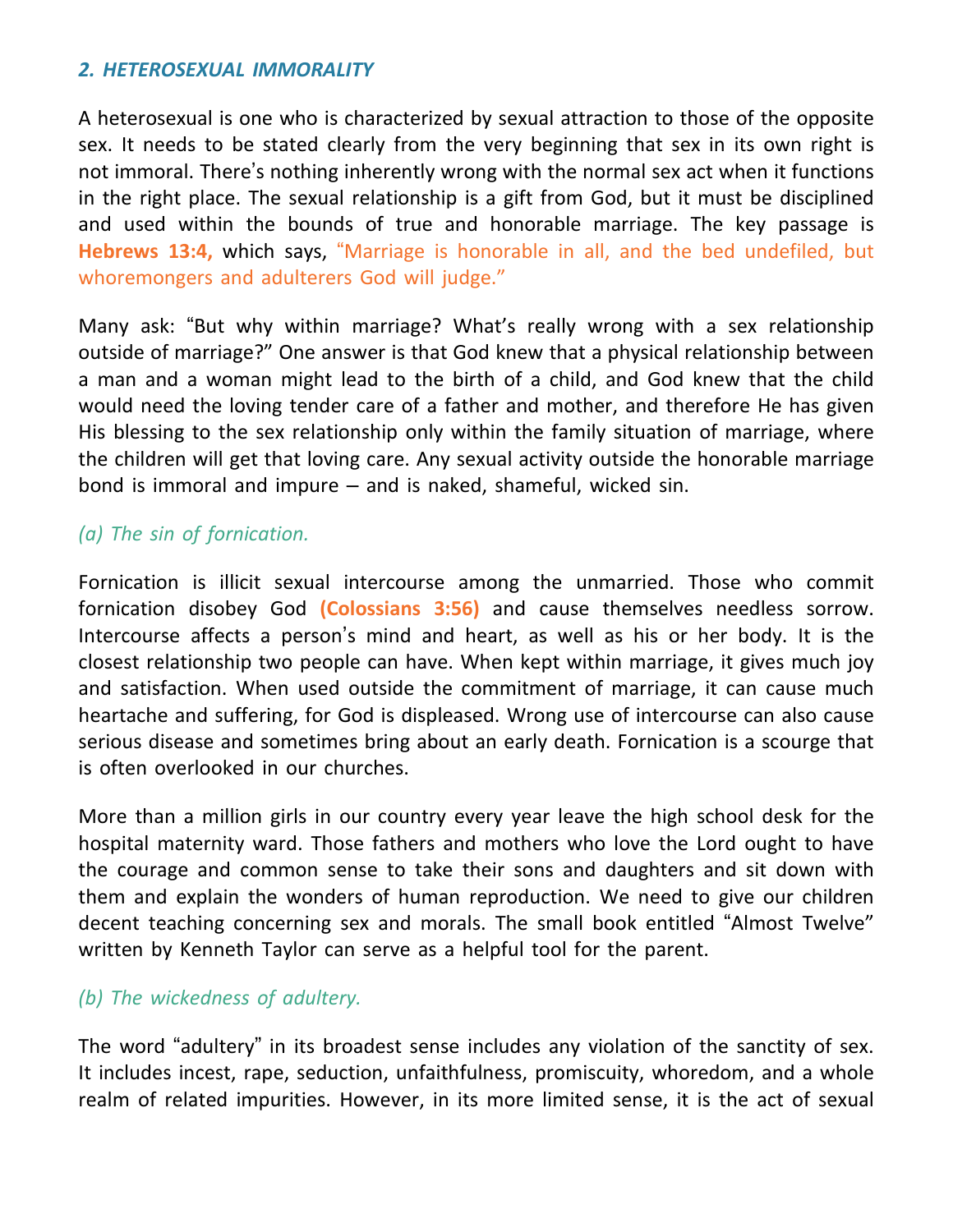## *2. HETEROSEXUAL IMMORALITY*

A heterosexual is one who is characterized by sexual attraction to those of the opposite sex. It needs to be stated clearly from the very beginning that sex in its own right is not immoral. There's nothing inherently wrong with the normal sex act when it functions in the right place. The sexual relationship is a gift from God, but it must be disciplined and used within the bounds of true and honorable marriage. The key passage is **Hebrews 13:4,** which says, "Marriage is honorable in all, and the bed undefiled, but whoremongers and adulterers God will judge."

Many ask: "But why within marriage? What's really wrong with a sex relationship outside of marriage?" One answer is that God knew that a physical relationship between a man and a woman might lead to the birth of a child, and God knew that the child would need the loving tender care of a father and mother, and therefore He has given His blessing to the sex relationship only within the family situation of marriage, where the children will get that loving care. Any sexual activity outside the honorable marriage bond is immoral and impure – and is naked, shameful, wicked sin.

### *(a) The sin of fornication.*

Fornication is illicit sexual intercourse among the unmarried. Those who commit fornication disobey God **(Colossians 3:56)** and cause themselves needless sorrow. Intercourse affects a person's mind and heart, as well as his or her body. It is the closest relationship two people can have. When kept within marriage, it gives much joy and satisfaction. When used outside the commitment of marriage, it can cause much heartache and suffering, for God is displeased. Wrong use of intercourse can also cause serious disease and sometimes bring about an early death. Fornication is a scourge that is often overlooked in our churches.

More than a million girls in our country every year leave the high school desk for the hospital maternity ward. Those fathers and mothers who love the Lord ought to have the courage and common sense to take their sons and daughters and sit down with them and explain the wonders of human reproduction. We need to give our children decent teaching concerning sex and morals. The small book entitled "Almost Twelve" written by Kenneth Taylor can serve as a helpful tool for the parent.

### *(b) The wickedness of adultery.*

The word "adultery" in its broadest sense includes any violation of the sanctity of sex. It includes incest, rape, seduction, unfaithfulness, promiscuity, whoredom, and a whole realm of related impurities. However, in its more limited sense, it is the act of sexual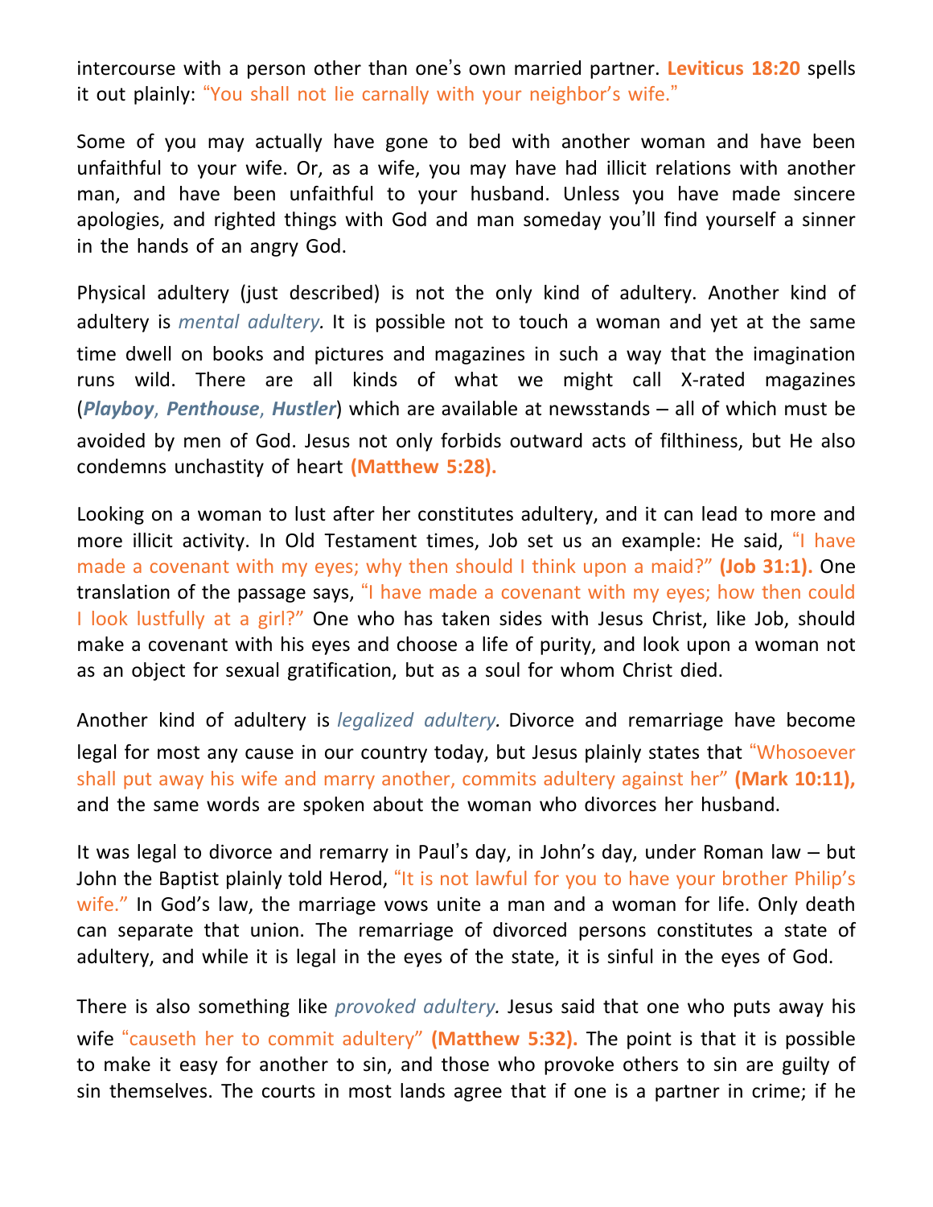intercourse with a person other than one's own married partner. **Leviticus 18:20** spells it out plainly: "You shall not lie carnally with your neighbor's wife."

Some of you may actually have gone to bed with another woman and have been unfaithful to your wife. Or, as a wife, you may have had illicit relations with another man, and have been unfaithful to your husband. Unless you have made sincere apologies, and righted things with God and man someday you'll find yourself a sinner in the hands of an angry God.

Physical adultery (just described) is not the only kind of adultery. Another kind of adultery is *mental adultery.* It is possible not to touch a woman and yet at the same time dwell on books and pictures and magazines in such a way that the imagination runs wild. There are all kinds of what we might call X-rated magazines (***Playboy***, ***Penthouse***, ***Hustler***) which are available at newsstands – all of which must be avoided by men of God. Jesus not only forbids outward acts of filthiness, but He also condemns unchastity of heart **(Matthew 5:28).**

Looking on a woman to lust after her constitutes adultery, and it can lead to more and more illicit activity. In Old Testament times, Job set us an example: He said, "I have made a covenant with my eyes; why then should I think upon a maid?" **(Job 31:1).** One translation of the passage says, "I have made a covenant with my eyes; how then could I look lustfully at a girl?" One who has taken sides with Jesus Christ, like Job, should make a covenant with his eyes and choose a life of purity, and look upon a woman not as an object for sexual gratification, but as a soul for whom Christ died.

Another kind of adultery is *legalized adultery.* Divorce and remarriage have become legal for most any cause in our country today, but Jesus plainly states that "Whosoever shall put away his wife and marry another, commits adultery against her" **(Mark 10:11),** and the same words are spoken about the woman who divorces her husband.

It was legal to divorce and remarry in Paul's day, in John's day, under Roman law – but John the Baptist plainly told Herod, "It is not lawful for you to have your brother Philip's wife." In God's law, the marriage vows unite a man and a woman for life. Only death can separate that union. The remarriage of divorced persons constitutes a state of adultery, and while it is legal in the eyes of the state, it is sinful in the eyes of God.

There is also something like *provoked adultery.* Jesus said that one who puts away his wife "causeth her to commit adultery" **(Matthew 5:32).** The point is that it is possible to make it easy for another to sin, and those who provoke others to sin are guilty of sin themselves. The courts in most lands agree that if one is a partner in crime; if he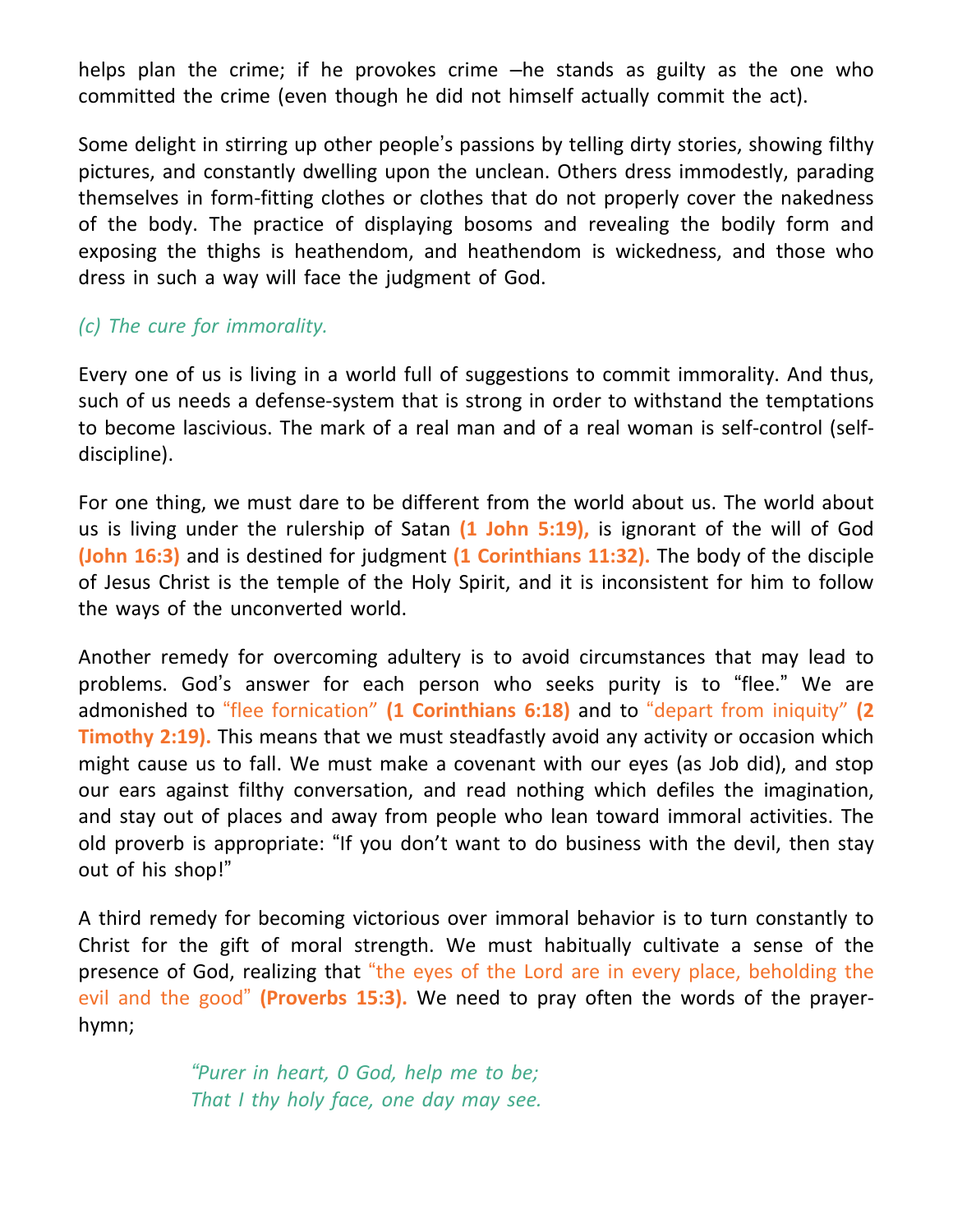helps plan the crime; if he provokes crime –he stands as guilty as the one who committed the crime (even though he did not himself actually commit the act).

Some delight in stirring up other people's passions by telling dirty stories, showing filthy pictures, and constantly dwelling upon the unclean. Others dress immodestly, parading themselves in form-fitting clothes or clothes that do not properly cover the nakedness of the body. The practice of displaying bosoms and revealing the bodily form and exposing the thighs is heathendom, and heathendom is wickedness, and those who dress in such a way will face the judgment of God.

*(c) The cure for immorality.*

Every one of us is living in a world full of suggestions to commit immorality. And thus, such of us needs a defense-system that is strong in order to withstand the temptations to become lascivious. The mark of a real man and of a real woman is self-control (self-discipline).

For one thing, we must dare to be different from the world about us. The world about us is living under the rulership of Satan **(1 John 5:19),** is ignorant of the will of God **(John 16:3)** and is destined for judgment **(1 Corinthians 11:32).** The body of the disciple of Jesus Christ is the temple of the Holy Spirit, and it is inconsistent for him to follow the ways of the unconverted world.

Another remedy for overcoming adultery is to avoid circumstances that may lead to problems. God's answer for each person who seeks purity is to "flee." We are admonished to "flee fornication" **(1 Corinthians 6:18)** and to "depart from iniquity" **(2 Timothy 2:19).** This means that we must steadfastly avoid any activity or occasion which might cause us to fall. We must make a covenant with our eyes (as Job did), and stop our ears against filthy conversation, and read nothing which defiles the imagination, and stay out of places and away from people who lean toward immoral activities. The old proverb is appropriate: "If you don't want to do business with the devil, then stay out of his shop!"

A third remedy for becoming victorious over immoral behavior is to turn constantly to Christ for the gift of moral strength. We must habitually cultivate a sense of the presence of God, realizing that "the eyes of the Lord are in every place, beholding the evil and the good" **(Proverbs 15:3).** We need to pray often the words of the prayer-hymn;

> *"Purer in heart, 0 God, help me to be;*
> *That I thy holy face, one day may see.*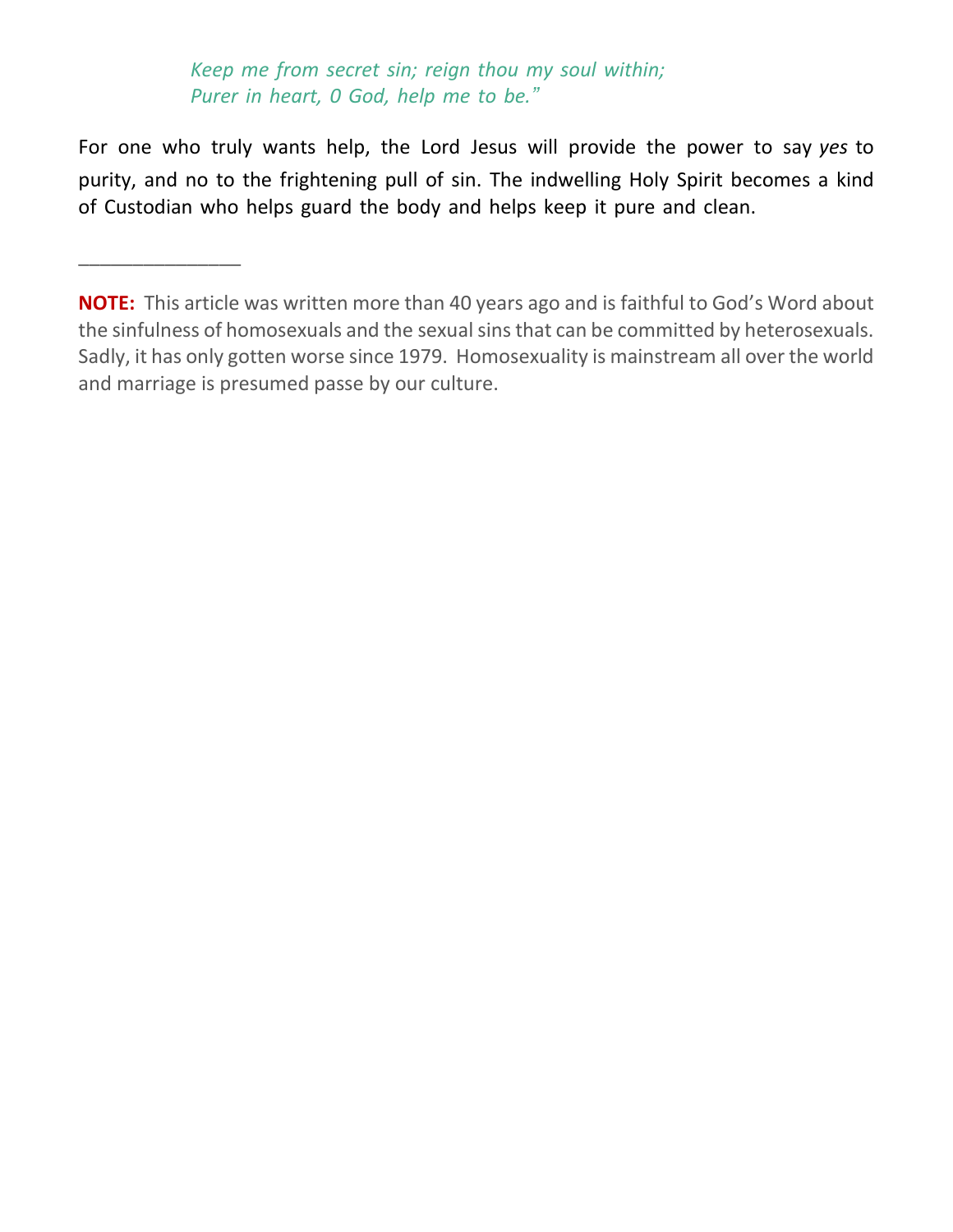*Keep me from secret sin; reign thou my soul within;*
*Purer in heart, 0 God, help me to be."*

For one who truly wants help, the Lord Jesus will provide the power to say *yes* to purity, and no to the frightening pull of sin. The indwelling Holy Spirit becomes a kind of Custodian who helps guard the body and helps keep it pure and clean.

_______________

**NOTE:** This article was written more than 40 years ago and is faithful to God's Word about the sinfulness of homosexuals and the sexual sins that can be committed by heterosexuals. Sadly, it has only gotten worse since 1979. Homosexuality is mainstream all over the world and marriage is presumed passe by our culture.